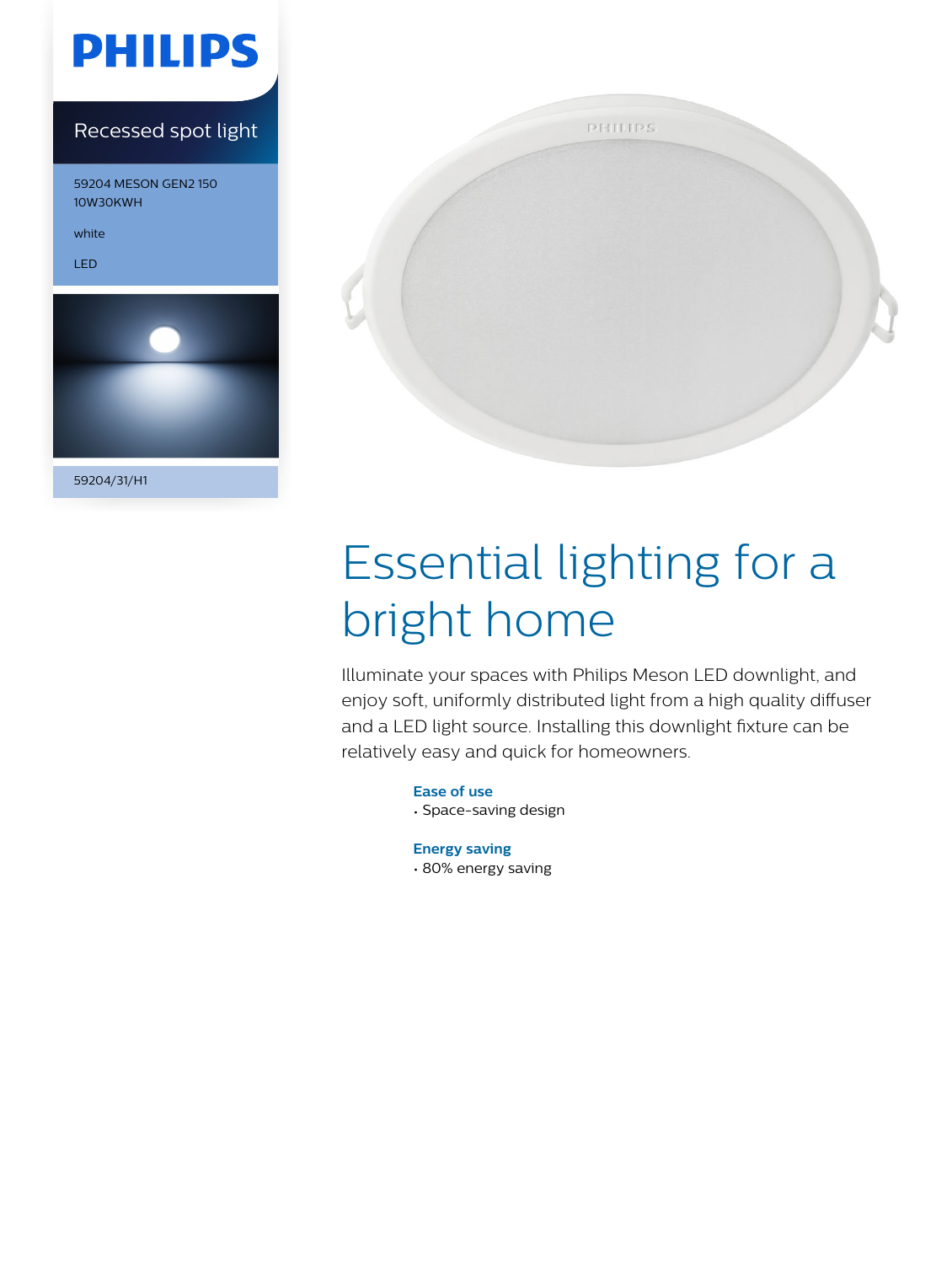PHILIPS

Recessed spot light

59204 MESON GEN2 150 10W30KWH

white

LED

59204/31/H1

# Essential lighting for a bright home

Illuminate your spaces with Philips Meson LED downlight, and enjoy soft, uniformly distributed light from a high quality diffuser and a LED light source. Installing this downlight fixture can be relatively easy and quick for homeowners.

**Ease of use**

- Space-saving design

**Energy saving**

- 80% energy saving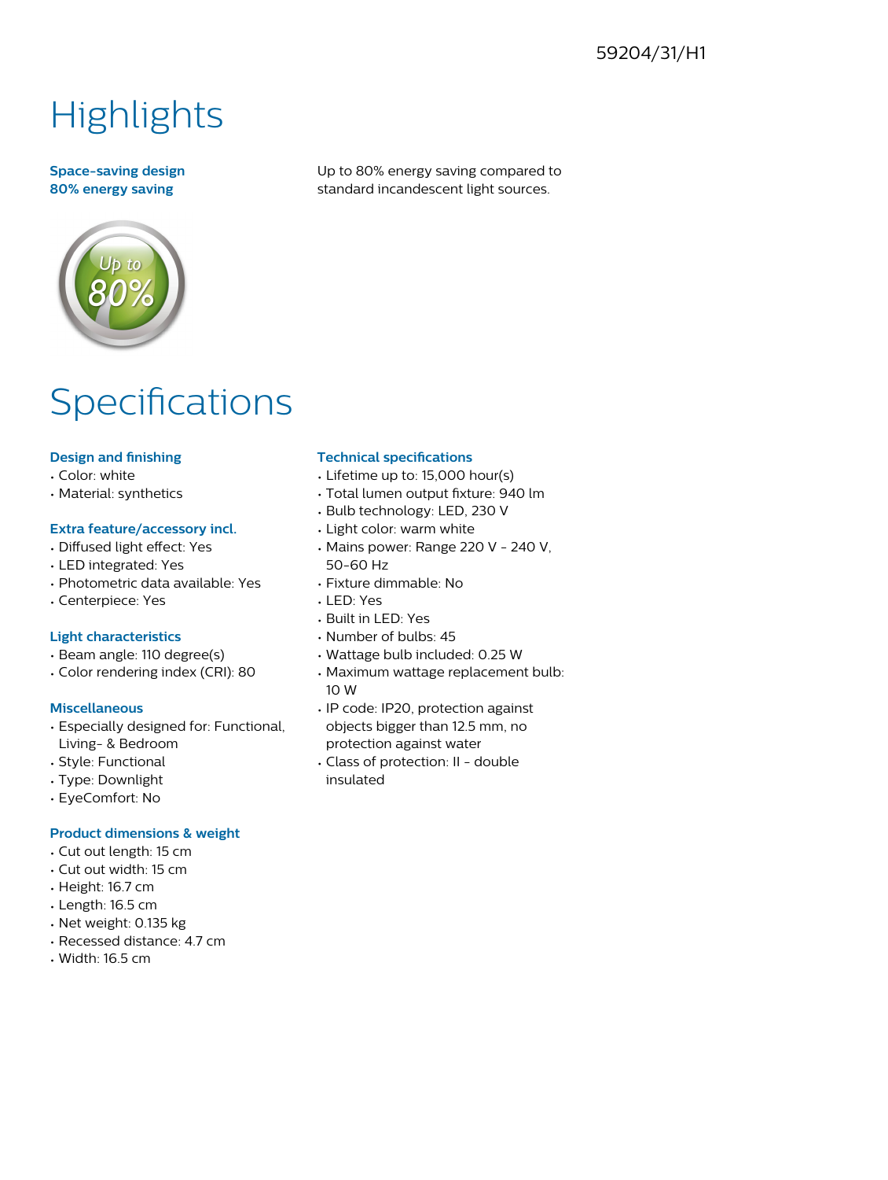59204/31/H1

# Highlights

**Space-saving design**

**80% energy saving**

Up to 80% energy saving compared to standard incandescent light sources.

# Specifications

### Design and finishing
- Color: white
- Material: synthetics

### Extra feature/accessory incl.
- Diffused light effect: Yes
- LED integrated: Yes
- Photometric data available: Yes
- Centerpiece: Yes

### Light characteristics
- Beam angle: 110 degree(s)
- Color rendering index (CRI): 80

### Miscellaneous
- Especially designed for: Functional, Living- & Bedroom
- Style: Functional
- Type: Downlight
- EyeComfort: No

### Product dimensions & weight
- Cut out length: 15 cm
- Cut out width: 15 cm
- Height: 16.7 cm
- Length: 16.5 cm
- Net weight: 0.135 kg
- Recessed distance: 4.7 cm
- Width: 16.5 cm

### Technical specifications
- Lifetime up to: 15,000 hour(s)
- Total lumen output fixture: 940 lm
- Bulb technology: LED, 230 V
- Light color: warm white
- Mains power: Range 220 V - 240 V, 50-60 Hz
- Fixture dimmable: No
- LED: Yes
- Built in LED: Yes
- Number of bulbs: 45
- Wattage bulb included: 0.25 W
- Maximum wattage replacement bulb: 10 W
- IP code: IP20, protection against objects bigger than 12.5 mm, no protection against water
- Class of protection: II - double insulated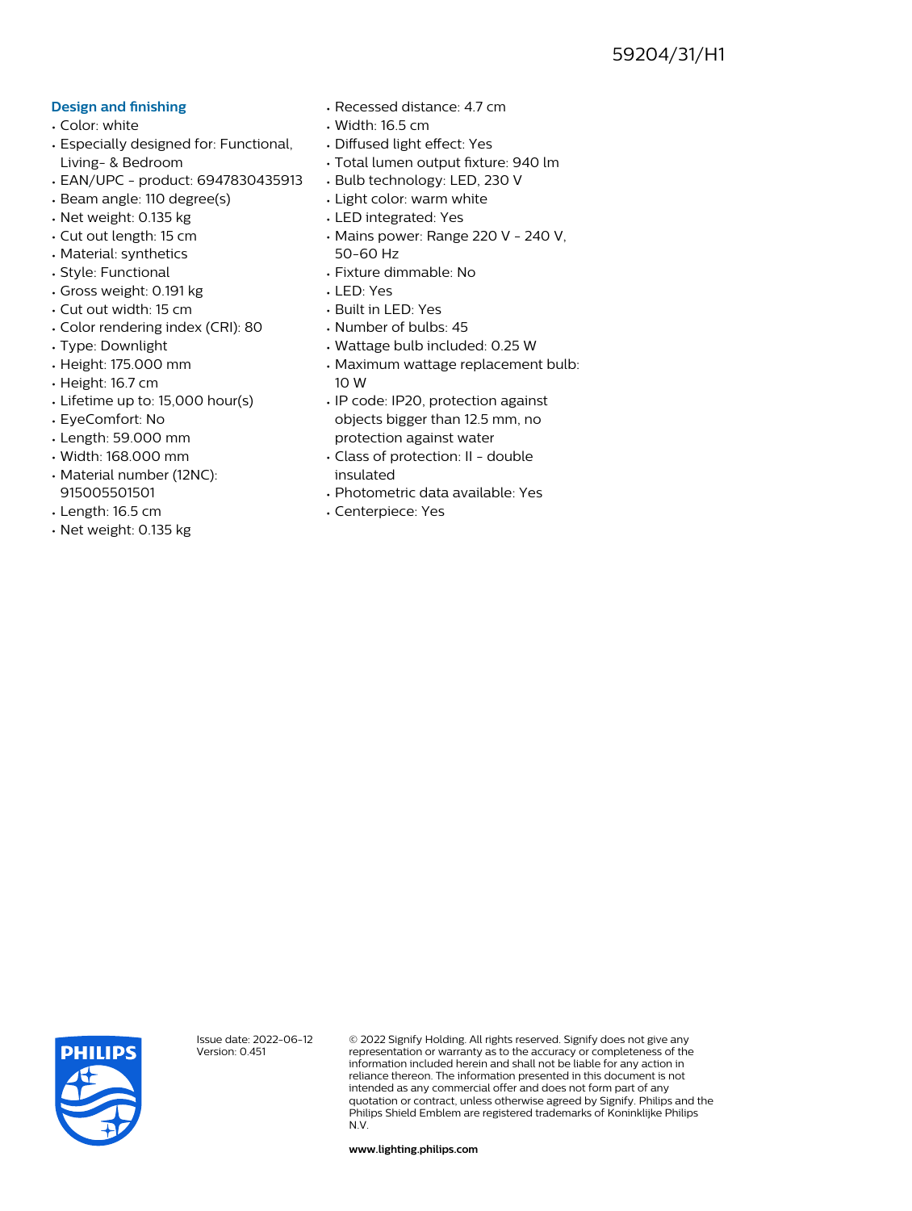## Design and finishing

- Color: white
- Especially designed for: Functional, Living- & Bedroom
- EAN/UPC - product: 6947830435913
- Beam angle: 110 degree(s)
- Net weight: 0.135 kg
- Cut out length: 15 cm
- Material: synthetics
- Style: Functional
- Gross weight: 0.191 kg
- Cut out width: 15 cm
- Color rendering index (CRI): 80
- Type: Downlight
- Height: 175.000 mm
- Height: 16.7 cm
- Lifetime up to: 15,000 hour(s)
- EyeComfort: No
- Length: 59.000 mm
- Width: 168.000 mm
- Material number (12NC): 915005501501
- Length: 16.5 cm
- Net weight: 0.135 kg
- Recessed distance: 4.7 cm
- Width: 16.5 cm
- Diffused light effect: Yes
- Total lumen output fixture: 940 lm
- Bulb technology: LED, 230 V
- Light color: warm white
- LED integrated: Yes
- Mains power: Range 220 V - 240 V, 50-60 Hz
- Fixture dimmable: No
- LED: Yes
- Built in LED: Yes
- Number of bulbs: 45
- Wattage bulb included: 0.25 W
- Maximum wattage replacement bulb: 10 W
- IP code: IP20, protection against objects bigger than 12.5 mm, no protection against water
- Class of protection: II - double insulated
- Photometric data available: Yes
- Centerpiece: Yes

Issue date: 2022-06-12
Version: 0.451

© 2022 Signify Holding. All rights reserved. Signify does not give any representation or warranty as to the accuracy or completeness of the information included herein and shall not be liable for any action in reliance thereon. The information presented in this document is not intended as any commercial offer and does not form part of any quotation or contract, unless otherwise agreed by Signify. Philips and the Philips Shield Emblem are registered trademarks of Koninklijke Philips N.V.

**www.lighting.philips.com**